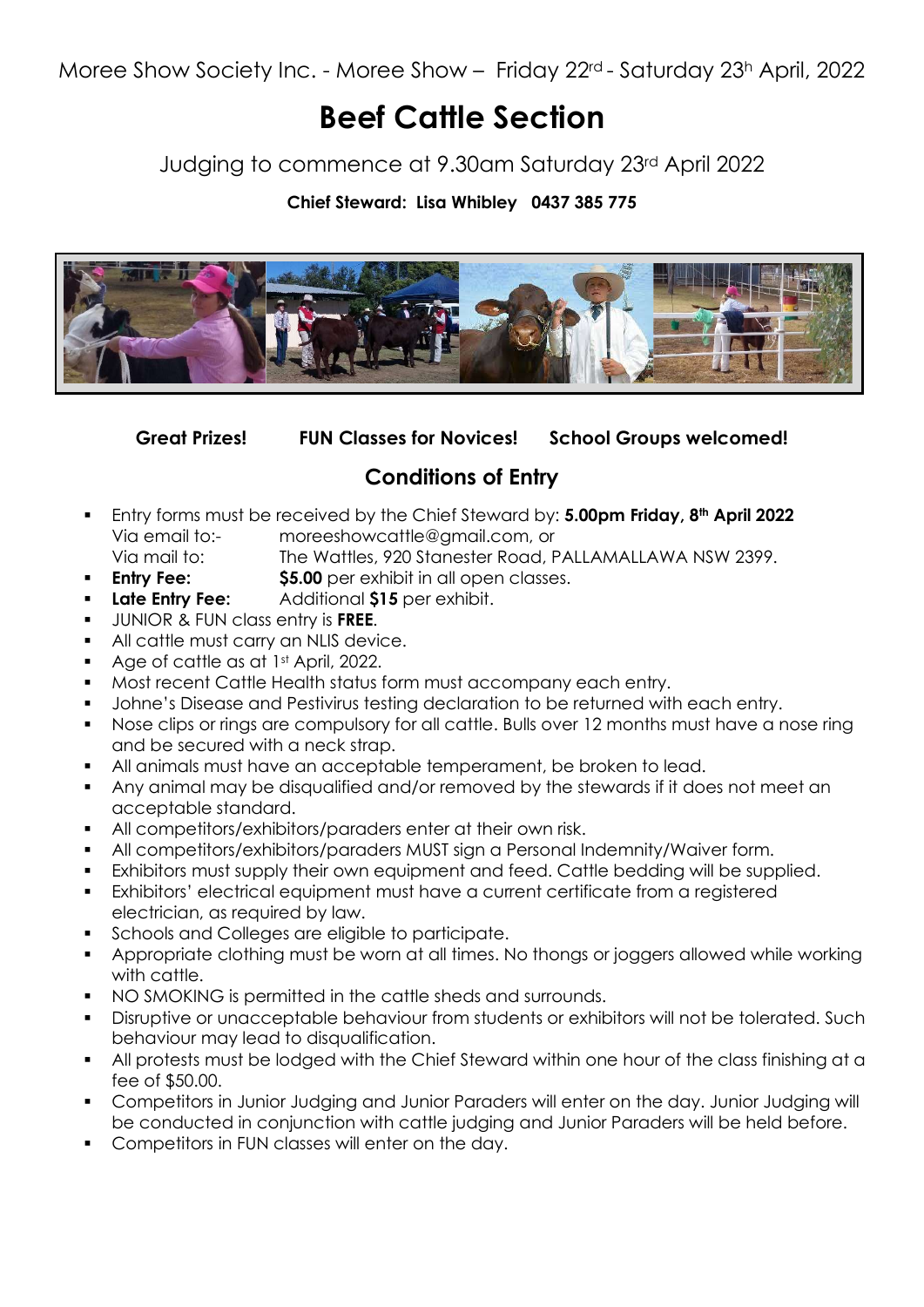Moree Show Society Inc. - Moree Show – Friday 22rd - Saturday 23h April, 2022

# Beef Cattle Section

Judging to commence at 9.30am Saturday 23rd April 2022

**Chief Steward: Lisa Whibley 0437 385 775**

**Great Prizes!** **FUN Classes for Novices!** **School Groups welcomed!**

## Conditions of Entry

- Entry forms must be received by the Chief Steward by: **5.00pm Friday, 8th April 2022**
  Via email to:- moreeshowcattle@gmail.com, or
  Via mail to: The Wattles, 920 Stanester Road, PALLAMALLAWA NSW 2399.
- **Entry Fee:** **$5.00** per exhibit in all open classes.
- **Late Entry Fee:** Additional **$15** per exhibit.
- JUNIOR & FUN class entry is **FREE**.
- All cattle must carry an NLIS device.
- Age of cattle as at 1st April, 2022.
- Most recent Cattle Health status form must accompany each entry.
- Johne's Disease and Pestivirus testing declaration to be returned with each entry.
- Nose clips or rings are compulsory for all cattle. Bulls over 12 months must have a nose ring and be secured with a neck strap.
- All animals must have an acceptable temperament, be broken to lead.
- Any animal may be disqualified and/or removed by the stewards if it does not meet an acceptable standard.
- All competitors/exhibitors/paraders enter at their own risk.
- All competitors/exhibitors/paraders MUST sign a Personal Indemnity/Waiver form.
- Exhibitors must supply their own equipment and feed. Cattle bedding will be supplied.
- Exhibitors' electrical equipment must have a current certificate from a registered electrician, as required by law.
- Schools and Colleges are eligible to participate.
- Appropriate clothing must be worn at all times. No thongs or joggers allowed while working with cattle.
- NO SMOKING is permitted in the cattle sheds and surrounds.
- Disruptive or unacceptable behaviour from students or exhibitors will not be tolerated. Such behaviour may lead to disqualification.
- All protests must be lodged with the Chief Steward within one hour of the class finishing at a fee of $50.00.
- Competitors in Junior Judging and Junior Paraders will enter on the day. Junior Judging will be conducted in conjunction with cattle judging and Junior Paraders will be held before.
- Competitors in FUN classes will enter on the day.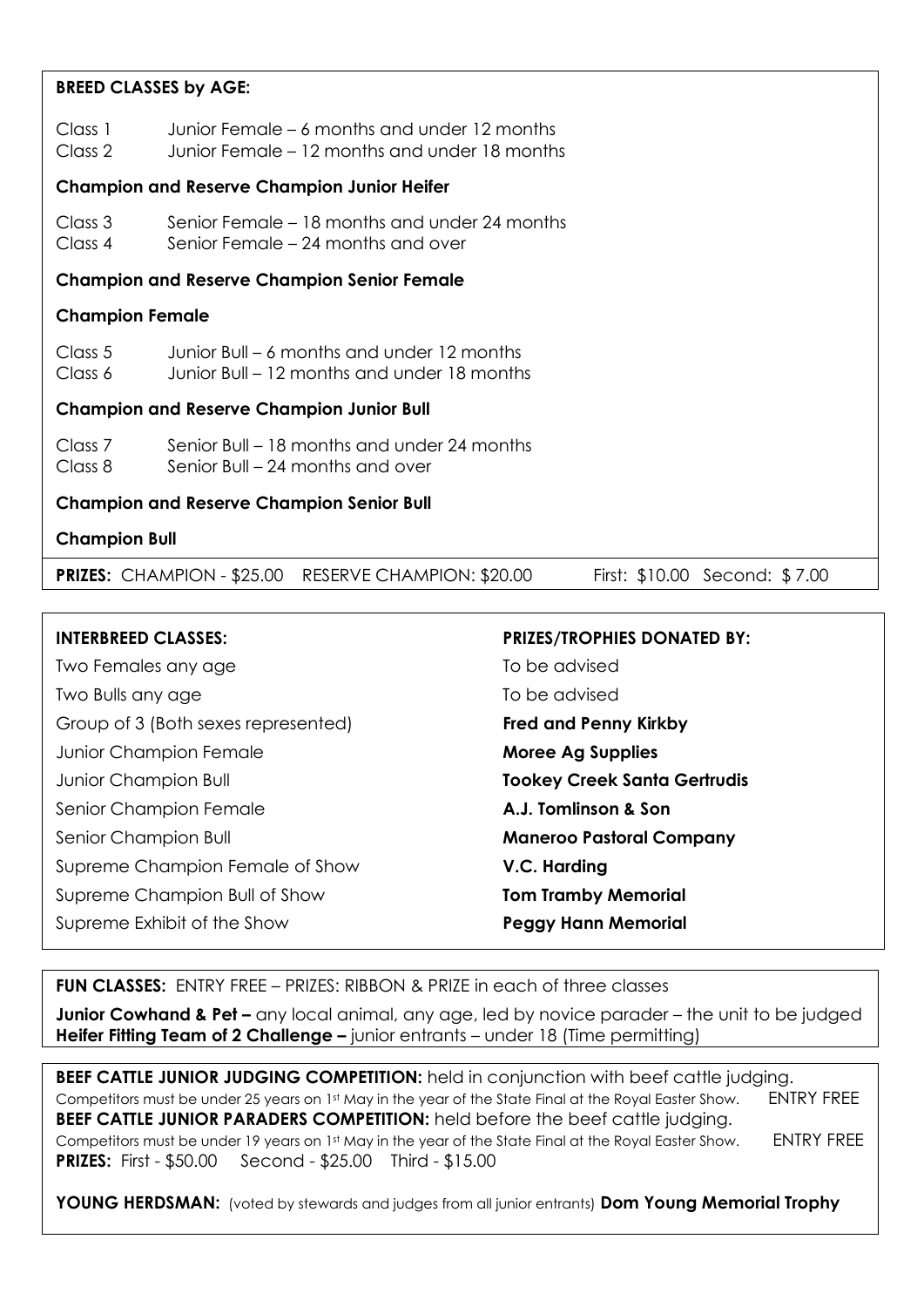**BREED CLASSES by AGE:**

Class 1 Junior Female – 6 months and under 12 months
Class 2 Junior Female – 12 months and under 18 months

**Champion and Reserve Champion Junior Heifer**

Class 3 Senior Female – 18 months and under 24 months
Class 4 Senior Female – 24 months and over

**Champion and Reserve Champion Senior Female**

**Champion Female**

Class 5 Junior Bull – 6 months and under 12 months
Class 6 Junior Bull – 12 months and under 18 months

**Champion and Reserve Champion Junior Bull**

Class 7 Senior Bull – 18 months and under 24 months
Class 8 Senior Bull – 24 months and over

**Champion and Reserve Champion Senior Bull**

**Champion Bull**

**PRIZES:** CHAMPION - $25.00 RESERVE CHAMPION: $20.00 First: $10.00 Second: $ 7.00

| **INTERBREED CLASSES:** | **PRIZES/TROPHIES DONATED BY:** |
|---|---|
| Two Females any age | To be advised |
| Two Bulls any age | To be advised |
| Group of 3 (Both sexes represented) | **Fred and Penny Kirkby** |
| Junior Champion Female | **Moree Ag Supplies** |
| Junior Champion Bull | **Tookey Creek Santa Gertrudis** |
| Senior Champion Female | **A.J. Tomlinson & Son** |
| Senior Champion Bull | **Maneroo Pastoral Company** |
| Supreme Champion Female of Show | **V.C. Harding** |
| Supreme Champion Bull of Show | **Tom Tramby Memorial** |
| Supreme Exhibit of the Show | **Peggy Hann Memorial** |

**FUN CLASSES:** ENTRY FREE – PRIZES: RIBBON & PRIZE in each of three classes

**Junior Cowhand & Pet –** any local animal, any age, led by novice parader – the unit to be judged
**Heifer Fitting Team of 2 Challenge –** junior entrants – under 18 (Time permitting)

**BEEF CATTLE JUNIOR JUDGING COMPETITION:** held in conjunction with beef cattle judging.
Competitors must be under 25 years on 1st May in the year of the State Final at the Royal Easter Show. ENTRY FREE
**BEEF CATTLE JUNIOR PARADERS COMPETITION:** held before the beef cattle judging.
Competitors must be under 19 years on 1st May in the year of the State Final at the Royal Easter Show. ENTRY FREE
**PRIZES:** First - $50.00 Second - $25.00 Third - $15.00

**YOUNG HERDSMAN:** (voted by stewards and judges from all junior entrants) **Dom Young Memorial Trophy**